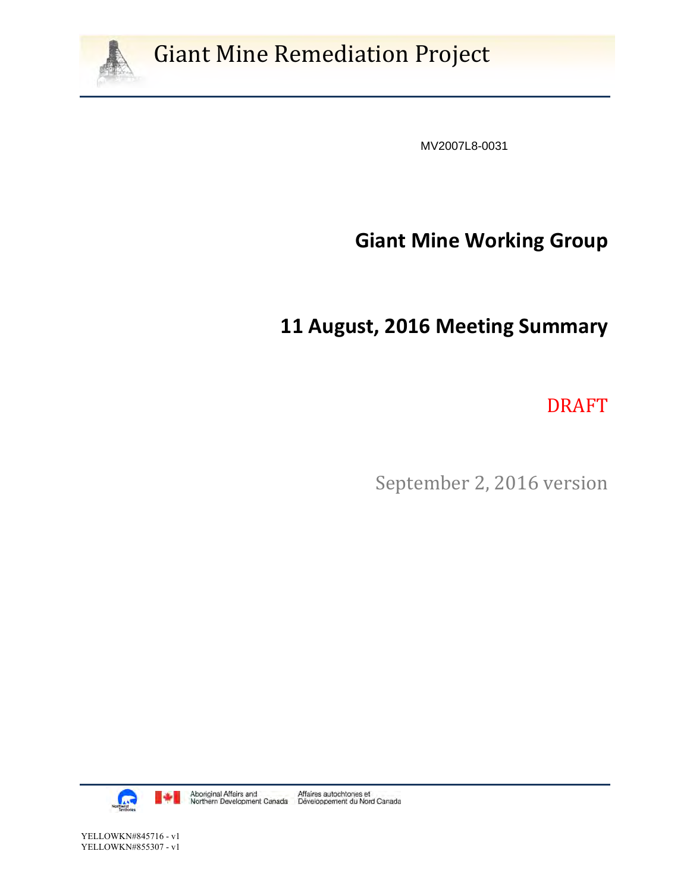# Giant Mine Remediation Project

MV2007L8-0031

## Giant Mine Working Group

## 11 August, 2016 Meeting Summary

DRAFT

September 2, 2016 version

Aboriginal Affairs and Northern Development Canada    Affaires autochtones et Développement du Nord Canada

YELLOWKN#845716 - v1
YELLOWKN#855307 - v1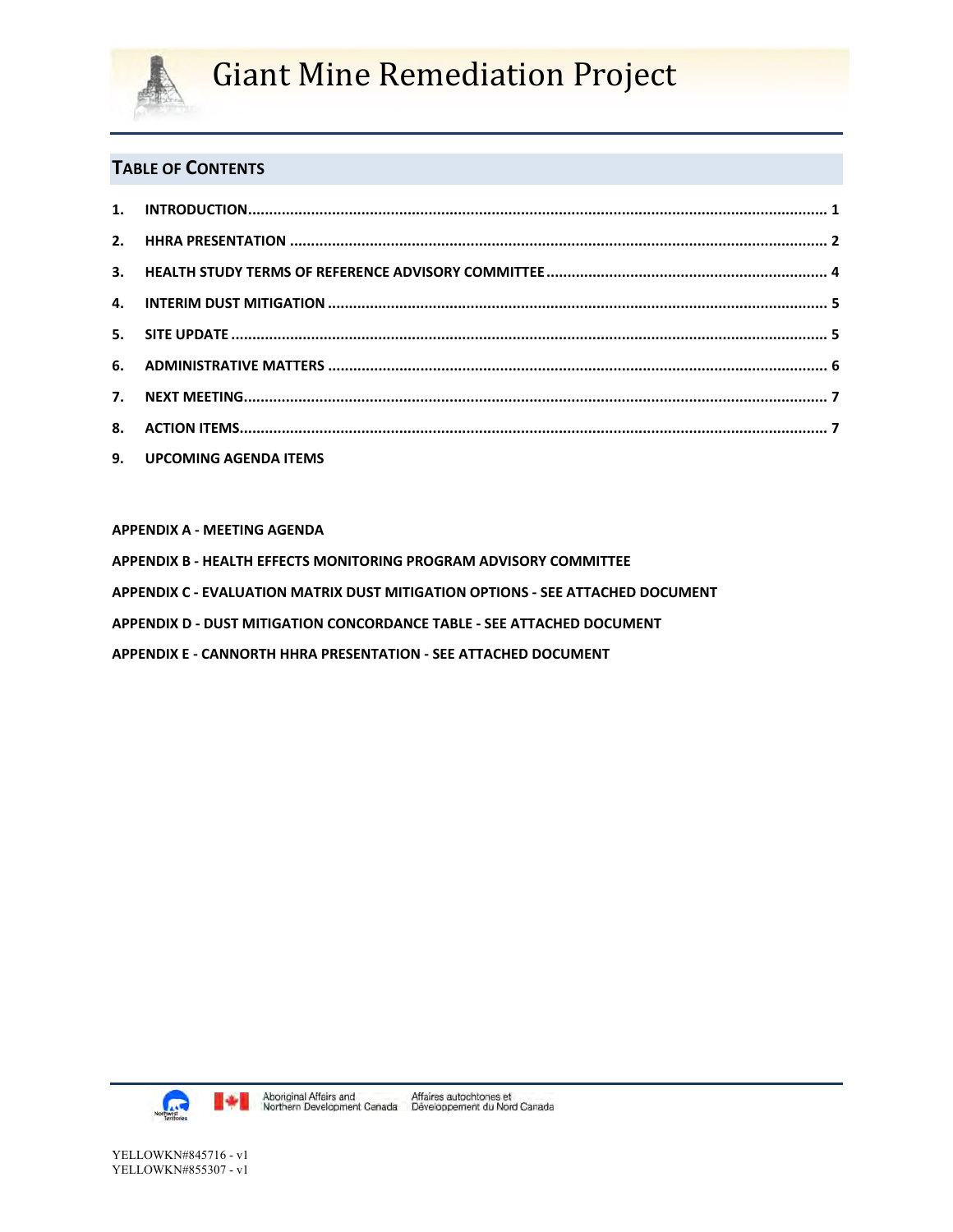## TABLE OF CONTENTS

1. INTRODUCTION ........ 1
2. HHRA PRESENTATION ........ 2
3. HEALTH STUDY TERMS OF REFERENCE ADVISORY COMMITTEE ........ 4
4. INTERIM DUST MITIGATION ........ 5
5. SITE UPDATE ........ 5
6. ADMINISTRATIVE MATTERS ........ 6
7. NEXT MEETING ........ 7
8. ACTION ITEMS ........ 7
9. UPCOMING AGENDA ITEMS

APPENDIX A - MEETING AGENDA

APPENDIX B - HEALTH EFFECTS MONITORING PROGRAM ADVISORY COMMITTEE

APPENDIX C - EVALUATION MATRIX DUST MITIGATION OPTIONS - SEE ATTACHED DOCUMENT

APPENDIX D - DUST MITIGATION CONCORDANCE TABLE - SEE ATTACHED DOCUMENT

APPENDIX E - CANNORTH HHRA PRESENTATION - SEE ATTACHED DOCUMENT

YELLOWKN#845716 - v1
YELLOWKN#855307 - v1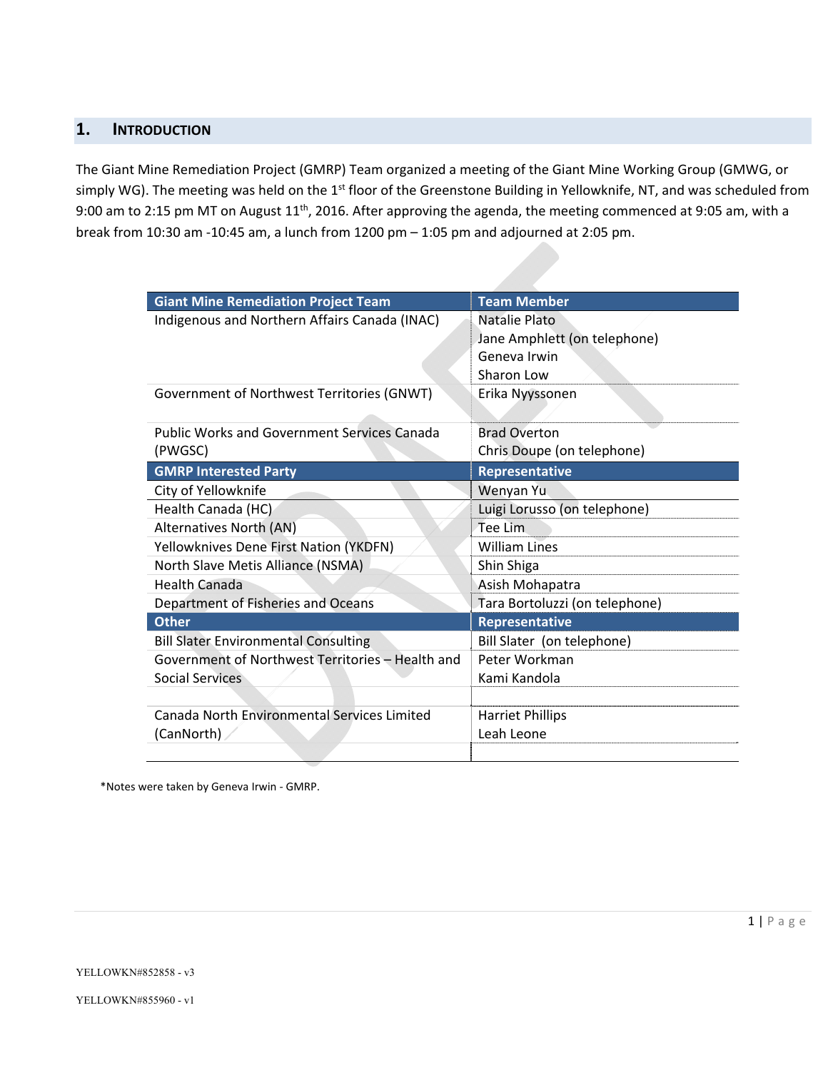## 1. INTRODUCTION

The Giant Mine Remediation Project (GMRP) Team organized a meeting of the Giant Mine Working Group (GMWG, or simply WG). The meeting was held on the 1st floor of the Greenstone Building in Yellowknife, NT, and was scheduled from 9:00 am to 2:15 pm MT on August 11th, 2016. After approving the agenda, the meeting commenced at 9:05 am, with a break from 10:30 am -10:45 am, a lunch from 1200 pm – 1:05 pm and adjourned at 2:05 pm.

| Giant Mine Remediation Project Team | Team Member |
|---|---|
| Indigenous and Northern Affairs Canada (INAC) | Natalie Plato<br>Jane Amphlett (on telephone)<br>Geneva Irwin<br>Sharon Low |
| Government of Northwest Territories (GNWT) | Erika Nyyssonen |
| Public Works and Government Services Canada (PWGSC) | Brad Overton<br>Chris Doupe (on telephone) |
| **GMRP Interested Party** | **Representative** |
| City of Yellowknife | Wenyan Yu |
| Health Canada (HC) | Luigi Lorusso (on telephone) |
| Alternatives North (AN) | Tee Lim |
| Yellowknives Dene First Nation (YKDFN) | William Lines |
| North Slave Metis Alliance (NSMA) | Shin Shiga |
| Health Canada | Asish Mohapatra |
| Department of Fisheries and Oceans | Tara Bortoluzzi (on telephone) |
| **Other** | **Representative** |
| Bill Slater Environmental Consulting | Bill Slater (on telephone) |
| Government of Northwest Territories – Health and Social Services | Peter Workman<br>Kami Kandola |
| | |
| Canada North Environmental Services Limited (CanNorth) | Harriet Phillips<br>Leah Leone |
| | |

*Notes were taken by Geneva Irwin - GMRP.

YELLOWKN#852858 - v3

YELLOWKN#855960 - v1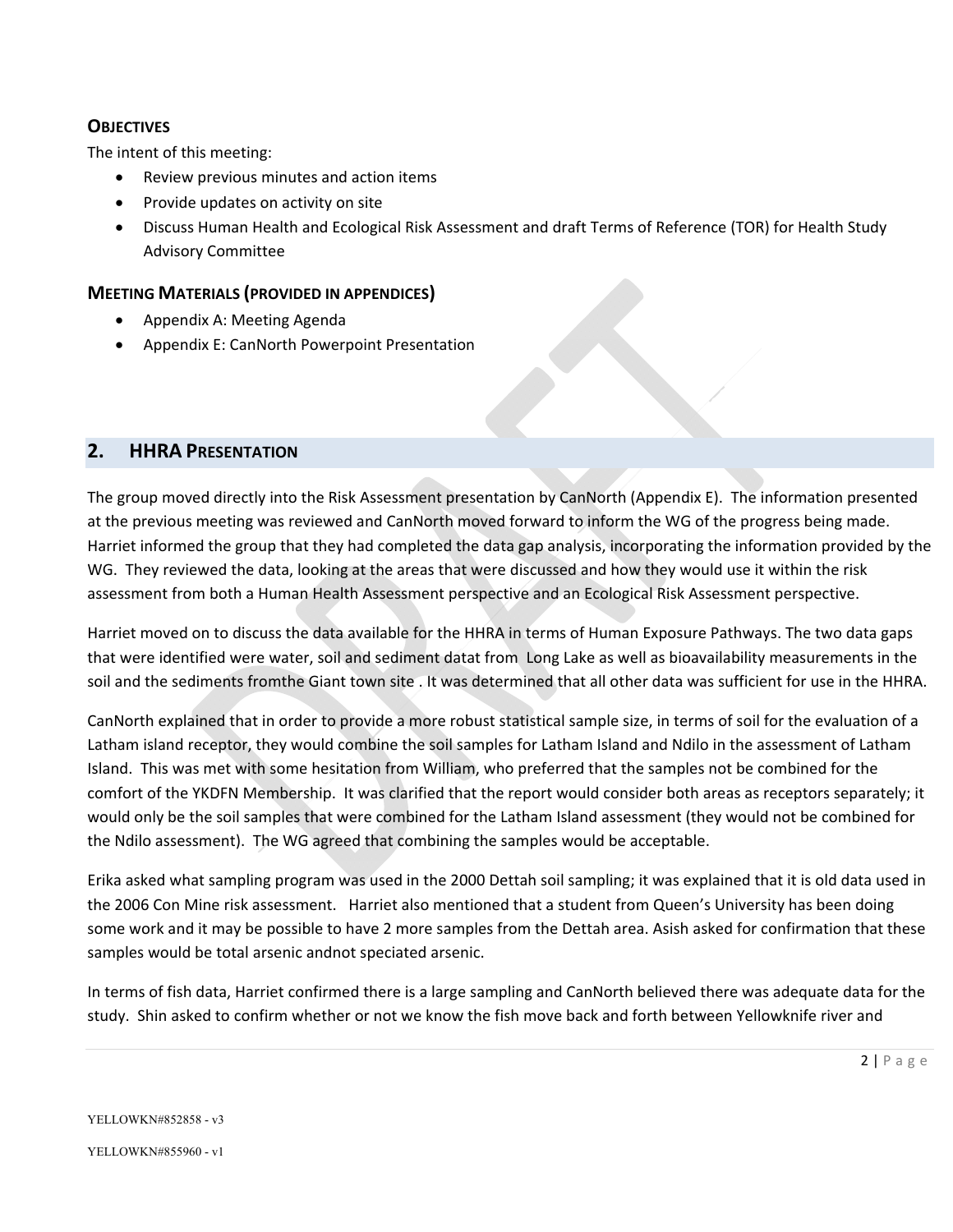### **Objectives**

The intent of this meeting:

- Review previous minutes and action items
- Provide updates on activity on site
- Discuss Human Health and Ecological Risk Assessment and draft Terms of Reference (TOR) for Health Study Advisory Committee

### **Meeting Materials (provided in appendices)**

- Appendix A: Meeting Agenda
- Appendix E: CanNorth Powerpoint Presentation

## 2. HHRA Presentation

The group moved directly into the Risk Assessment presentation by CanNorth (Appendix E). The information presented at the previous meeting was reviewed and CanNorth moved forward to inform the WG of the progress being made. Harriet informed the group that they had completed the data gap analysis, incorporating the information provided by the WG. They reviewed the data, looking at the areas that were discussed and how they would use it within the risk assessment from both a Human Health Assessment perspective and an Ecological Risk Assessment perspective.

Harriet moved on to discuss the data available for the HHRA in terms of Human Exposure Pathways. The two data gaps that were identified were water, soil and sediment datat from Long Lake as well as bioavailability measurements in the soil and the sediments fromthe Giant town site . It was determined that all other data was sufficient for use in the HHRA.

CanNorth explained that in order to provide a more robust statistical sample size, in terms of soil for the evaluation of a Latham island receptor, they would combine the soil samples for Latham Island and Ndilo in the assessment of Latham Island. This was met with some hesitation from William, who preferred that the samples not be combined for the comfort of the YKDFN Membership. It was clarified that the report would consider both areas as receptors separately; it would only be the soil samples that were combined for the Latham Island assessment (they would not be combined for the Ndilo assessment). The WG agreed that combining the samples would be acceptable.

Erika asked what sampling program was used in the 2000 Dettah soil sampling; it was explained that it is old data used in the 2006 Con Mine risk assessment. Harriet also mentioned that a student from Queen's University has been doing some work and it may be possible to have 2 more samples from the Dettah area. Asish asked for confirmation that these samples would be total arsenic andnot speciated arsenic.

In terms of fish data, Harriet confirmed there is a large sampling and CanNorth believed there was adequate data for the study. Shin asked to confirm whether or not we know the fish move back and forth between Yellowknife river and

YELLOWKN#852858 - v3

YELLOWKN#855960 - v1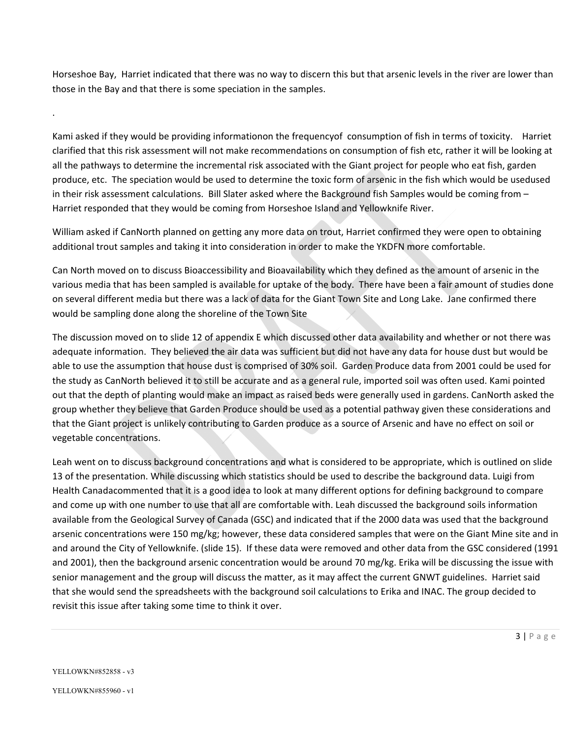Horseshoe Bay, Harriet indicated that there was no way to discern this but that arsenic levels in the river are lower than those in the Bay and that there is some speciation in the samples.

.

Kami asked if they would be providing informationon the frequencyof consumption of fish in terms of toxicity. Harriet clarified that this risk assessment will not make recommendations on consumption of fish etc, rather it will be looking at all the pathways to determine the incremental risk associated with the Giant project for people who eat fish, garden produce, etc. The speciation would be used to determine the toxic form of arsenic in the fish which would be usedused in their risk assessment calculations. Bill Slater asked where the Background fish Samples would be coming from – Harriet responded that they would be coming from Horseshoe Island and Yellowknife River.

William asked if CanNorth planned on getting any more data on trout, Harriet confirmed they were open to obtaining additional trout samples and taking it into consideration in order to make the YKDFN more comfortable.

Can North moved on to discuss Bioaccessibility and Bioavailability which they defined as the amount of arsenic in the various media that has been sampled is available for uptake of the body. There have been a fair amount of studies done on several different media but there was a lack of data for the Giant Town Site and Long Lake. Jane confirmed there would be sampling done along the shoreline of the Town Site

The discussion moved on to slide 12 of appendix E which discussed other data availability and whether or not there was adequate information. They believed the air data was sufficient but did not have any data for house dust but would be able to use the assumption that house dust is comprised of 30% soil. Garden Produce data from 2001 could be used for the study as CanNorth believed it to still be accurate and as a general rule, imported soil was often used. Kami pointed out that the depth of planting would make an impact as raised beds were generally used in gardens. CanNorth asked the group whether they believe that Garden Produce should be used as a potential pathway given these considerations and that the Giant project is unlikely contributing to Garden produce as a source of Arsenic and have no effect on soil or vegetable concentrations.

Leah went on to discuss background concentrations and what is considered to be appropriate, which is outlined on slide 13 of the presentation. While discussing which statistics should be used to describe the background data. Luigi from Health Canadacommented that it is a good idea to look at many different options for defining background to compare and come up with one number to use that all are comfortable with. Leah discussed the background soils information available from the Geological Survey of Canada (GSC) and indicated that if the 2000 data was used that the background arsenic concentrations were 150 mg/kg; however, these data considered samples that were on the Giant Mine site and in and around the City of Yellowknife. (slide 15). If these data were removed and other data from the GSC considered (1991 and 2001), then the background arsenic concentration would be around 70 mg/kg. Erika will be discussing the issue with senior management and the group will discuss the matter, as it may affect the current GNWT guidelines. Harriet said that she would send the spreadsheets with the background soil calculations to Erika and INAC. The group decided to revisit this issue after taking some time to think it over.

YELLOWKN#852858 - v3

YELLOWKN#855960 - v1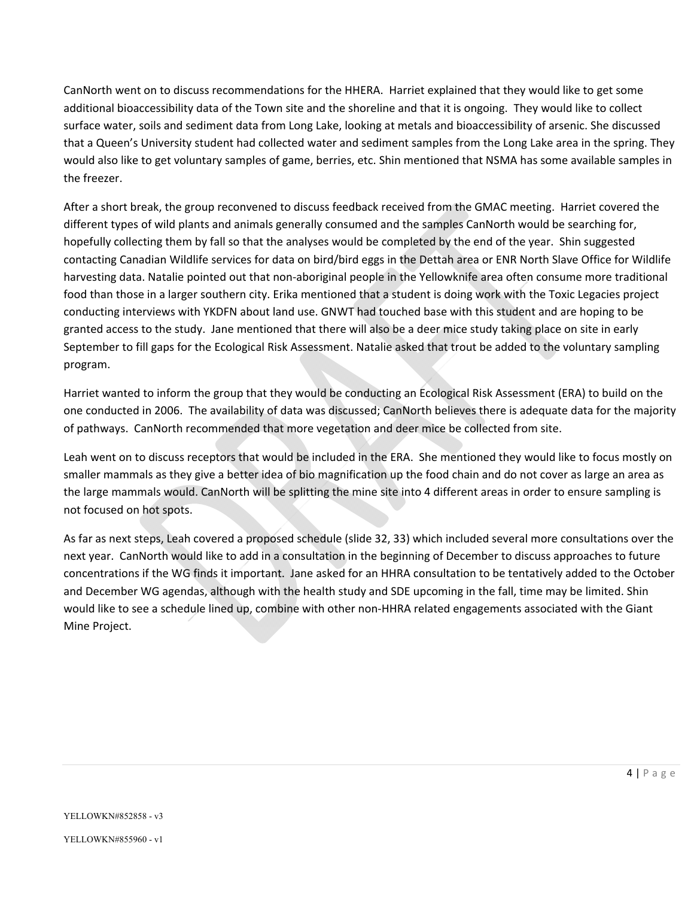CanNorth went on to discuss recommendations for the HHERA. Harriet explained that they would like to get some additional bioaccessibility data of the Town site and the shoreline and that it is ongoing. They would like to collect surface water, soils and sediment data from Long Lake, looking at metals and bioaccessibility of arsenic. She discussed that a Queen's University student had collected water and sediment samples from the Long Lake area in the spring. They would also like to get voluntary samples of game, berries, etc. Shin mentioned that NSMA has some available samples in the freezer.

After a short break, the group reconvened to discuss feedback received from the GMAC meeting. Harriet covered the different types of wild plants and animals generally consumed and the samples CanNorth would be searching for, hopefully collecting them by fall so that the analyses would be completed by the end of the year. Shin suggested contacting Canadian Wildlife services for data on bird/bird eggs in the Dettah area or ENR North Slave Office for Wildlife harvesting data. Natalie pointed out that non-aboriginal people in the Yellowknife area often consume more traditional food than those in a larger southern city. Erika mentioned that a student is doing work with the Toxic Legacies project conducting interviews with YKDFN about land use. GNWT had touched base with this student and are hoping to be granted access to the study. Jane mentioned that there will also be a deer mice study taking place on site in early September to fill gaps for the Ecological Risk Assessment. Natalie asked that trout be added to the voluntary sampling program.

Harriet wanted to inform the group that they would be conducting an Ecological Risk Assessment (ERA) to build on the one conducted in 2006. The availability of data was discussed; CanNorth believes there is adequate data for the majority of pathways. CanNorth recommended that more vegetation and deer mice be collected from site.

Leah went on to discuss receptors that would be included in the ERA. She mentioned they would like to focus mostly on smaller mammals as they give a better idea of bio magnification up the food chain and do not cover as large an area as the large mammals would. CanNorth will be splitting the mine site into 4 different areas in order to ensure sampling is not focused on hot spots.

As far as next steps, Leah covered a proposed schedule (slide 32, 33) which included several more consultations over the next year. CanNorth would like to add in a consultation in the beginning of December to discuss approaches to future concentrations if the WG finds it important. Jane asked for an HHRA consultation to be tentatively added to the October and December WG agendas, although with the health study and SDE upcoming in the fall, time may be limited. Shin would like to see a schedule lined up, combine with other non-HHRA related engagements associated with the Giant Mine Project.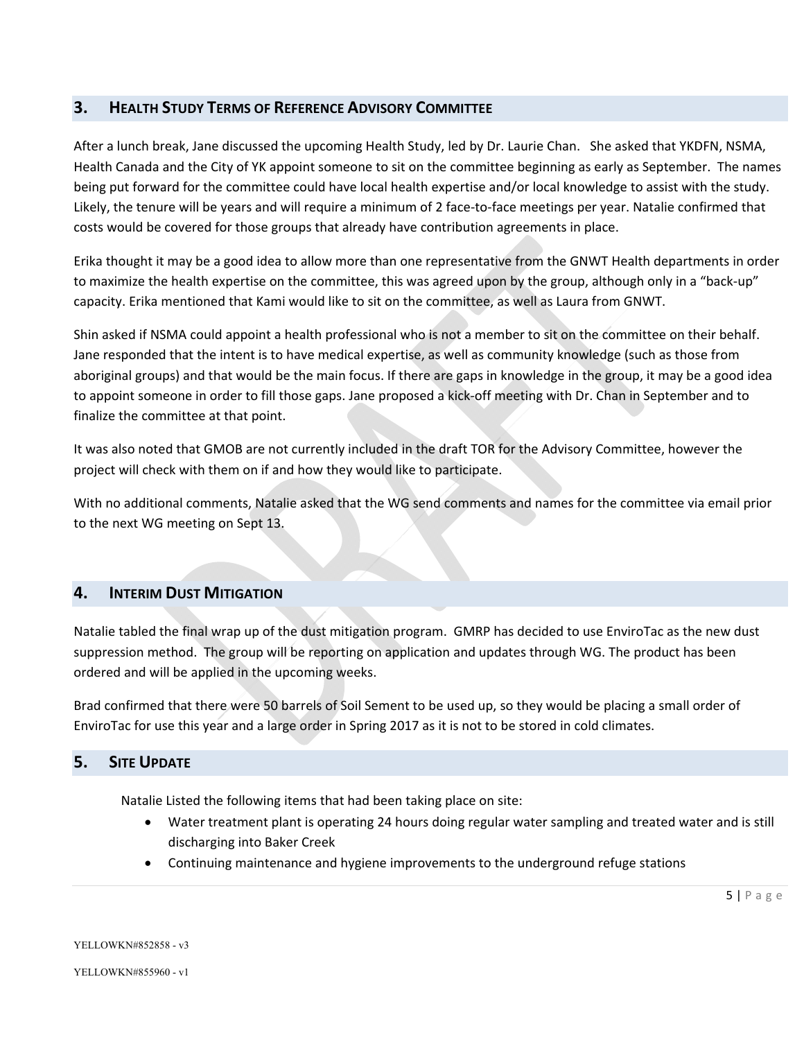## 3. Health Study Terms of Reference Advisory Committee

After a lunch break, Jane discussed the upcoming Health Study, led by Dr. Laurie Chan. She asked that YKDFN, NSMA, Health Canada and the City of YK appoint someone to sit on the committee beginning as early as September. The names being put forward for the committee could have local health expertise and/or local knowledge to assist with the study. Likely, the tenure will be years and will require a minimum of 2 face-to-face meetings per year. Natalie confirmed that costs would be covered for those groups that already have contribution agreements in place.

Erika thought it may be a good idea to allow more than one representative from the GNWT Health departments in order to maximize the health expertise on the committee, this was agreed upon by the group, although only in a "back-up" capacity. Erika mentioned that Kami would like to sit on the committee, as well as Laura from GNWT.

Shin asked if NSMA could appoint a health professional who is not a member to sit on the committee on their behalf. Jane responded that the intent is to have medical expertise, as well as community knowledge (such as those from aboriginal groups) and that would be the main focus. If there are gaps in knowledge in the group, it may be a good idea to appoint someone in order to fill those gaps. Jane proposed a kick-off meeting with Dr. Chan in September and to finalize the committee at that point.

It was also noted that GMOB are not currently included in the draft TOR for the Advisory Committee, however the project will check with them on if and how they would like to participate.

With no additional comments, Natalie asked that the WG send comments and names for the committee via email prior to the next WG meeting on Sept 13.

## 4. Interim Dust Mitigation

Natalie tabled the final wrap up of the dust mitigation program. GMRP has decided to use EnviroTac as the new dust suppression method. The group will be reporting on application and updates through WG. The product has been ordered and will be applied in the upcoming weeks.

Brad confirmed that there were 50 barrels of Soil Sement to be used up, so they would be placing a small order of EnviroTac for use this year and a large order in Spring 2017 as it is not to be stored in cold climates.

## 5. Site Update

Natalie Listed the following items that had been taking place on site:

- Water treatment plant is operating 24 hours doing regular water sampling and treated water and is still discharging into Baker Creek
- Continuing maintenance and hygiene improvements to the underground refuge stations

YELLOWKN#852858 - v3

YELLOWKN#855960 - v1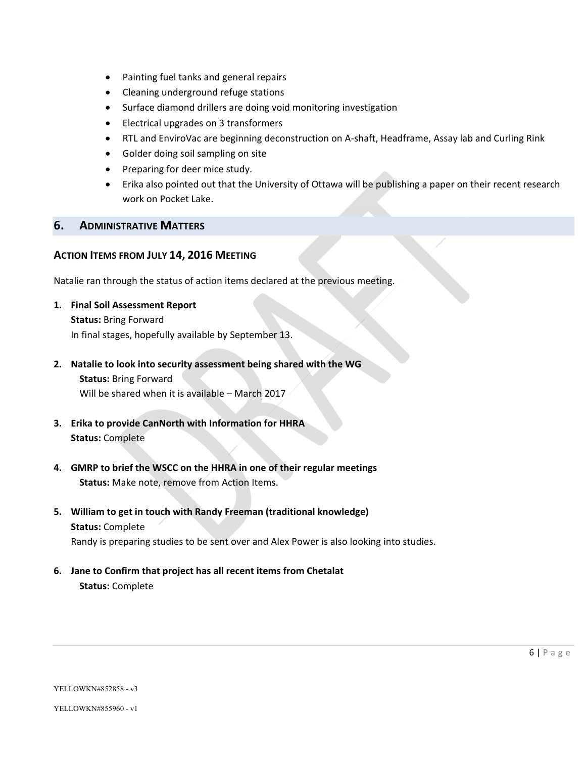- Painting fuel tanks and general repairs
- Cleaning underground refuge stations
- Surface diamond drillers are doing void monitoring investigation
- Electrical upgrades on 3 transformers
- RTL and EnviroVac are beginning deconstruction on A-shaft, Headframe, Assay lab and Curling Rink
- Golder doing soil sampling on site
- Preparing for deer mice study.
- Erika also pointed out that the University of Ottawa will be publishing a paper on their recent research work on Pocket Lake.

## 6. ADMINISTRATIVE MATTERS

### ACTION ITEMS FROM JULY 14, 2016 MEETING

Natalie ran through the status of action items declared at the previous meeting.

1. **Final Soil Assessment Report**
   **Status:** Bring Forward
   In final stages, hopefully available by September 13.

2. **Natalie to look into security assessment being shared with the WG**
   **Status:** Bring Forward
   Will be shared when it is available – March 2017

3. **Erika to provide CanNorth with Information for HHRA**
   **Status:** Complete

4. **GMRP to brief the WSCC on the HHRA in one of their regular meetings**
   **Status:** Make note, remove from Action Items.

5. **William to get in touch with Randy Freeman (traditional knowledge)**
   **Status:** Complete
   Randy is preparing studies to be sent over and Alex Power is also looking into studies.

6. **Jane to Confirm that project has all recent items from Chetalat**
   **Status:** Complete

YELLOWKN#852858 - v3

YELLOWKN#855960 - v1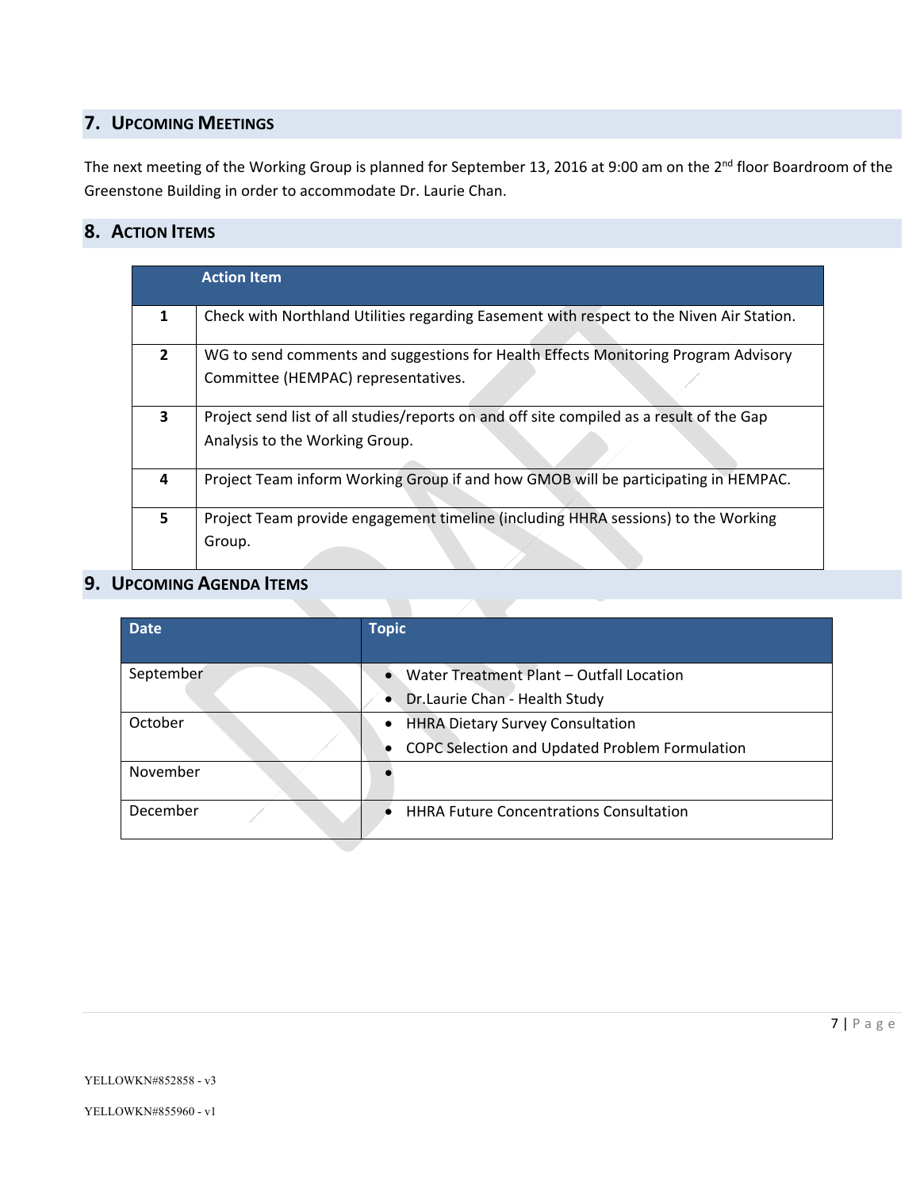## 7. Upcoming Meetings

The next meeting of the Working Group is planned for September 13, 2016 at 9:00 am on the 2nd floor Boardroom of the Greenstone Building in order to accommodate Dr. Laurie Chan.

## 8. Action Items

| | Action Item |
|---|---|
| 1 | Check with Northland Utilities regarding Easement with respect to the Niven Air Station. |
| 2 | WG to send comments and suggestions for Health Effects Monitoring Program Advisory Committee (HEMPAC) representatives. |
| 3 | Project send list of all studies/reports on and off site compiled as a result of the Gap Analysis to the Working Group. |
| 4 | Project Team inform Working Group if and how GMOB will be participating in HEMPAC. |
| 5 | Project Team provide engagement timeline (including HHRA sessions) to the Working Group. |

## 9. Upcoming Agenda Items

| Date | Topic |
|---|---|
| September | • Water Treatment Plant – Outfall Location<br>• Dr.Laurie Chan - Health Study |
| October | • HHRA Dietary Survey Consultation<br>• COPC Selection and Updated Problem Formulation |
| November | • |
| December | • HHRA Future Concentrations Consultation |

YELLOWKN#852858 - v3

YELLOWKN#855960 - v1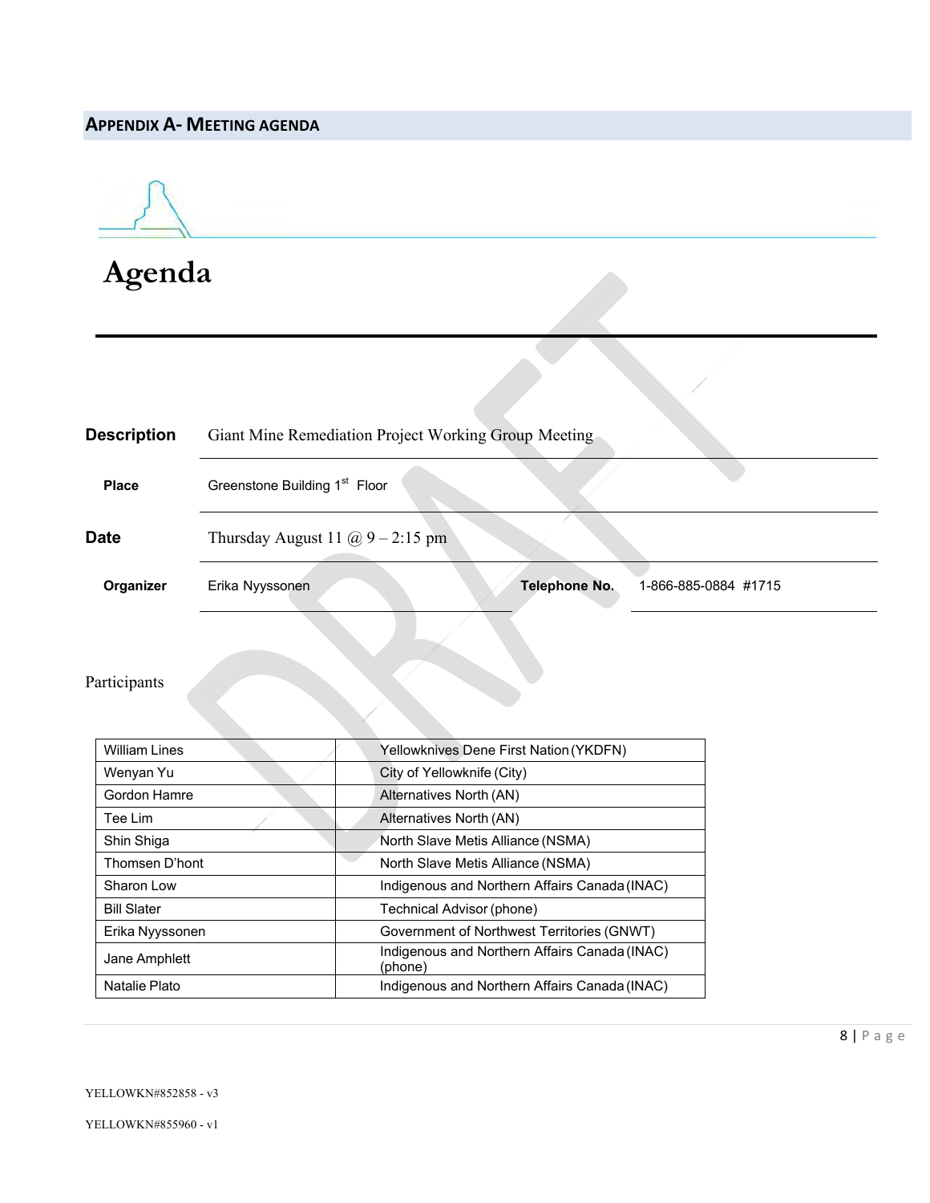## APPENDIX A- MEETING AGENDA

# Agenda

| | |
|---|---|
| **Description** | Giant Mine Remediation Project Working Group Meeting |
| **Place** | Greenstone Building 1st Floor |
| **Date** | Thursday August 11 @ 9 – 2:15 pm |
| **Organizer** | Erika Nyyssonen — **Telephone No.** 1-866-885-0884 #1715 |

Participants

| | |
|---|---|
| William Lines | Yellowknives Dene First Nation (YKDFN) |
| Wenyan Yu | City of Yellowknife (City) |
| Gordon Hamre | Alternatives North (AN) |
| Tee Lim | Alternatives North (AN) |
| Shin Shiga | North Slave Metis Alliance (NSMA) |
| Thomsen D'hont | North Slave Metis Alliance (NSMA) |
| Sharon Low | Indigenous and Northern Affairs Canada (INAC) |
| Bill Slater | Technical Advisor (phone) |
| Erika Nyyssonen | Government of Northwest Territories (GNWT) |
| Jane Amphlett | Indigenous and Northern Affairs Canada (INAC) (phone) |
| Natalie Plato | Indigenous and Northern Affairs Canada (INAC) |

YELLOWKN#852858 - v3

YELLOWKN#855960 - v1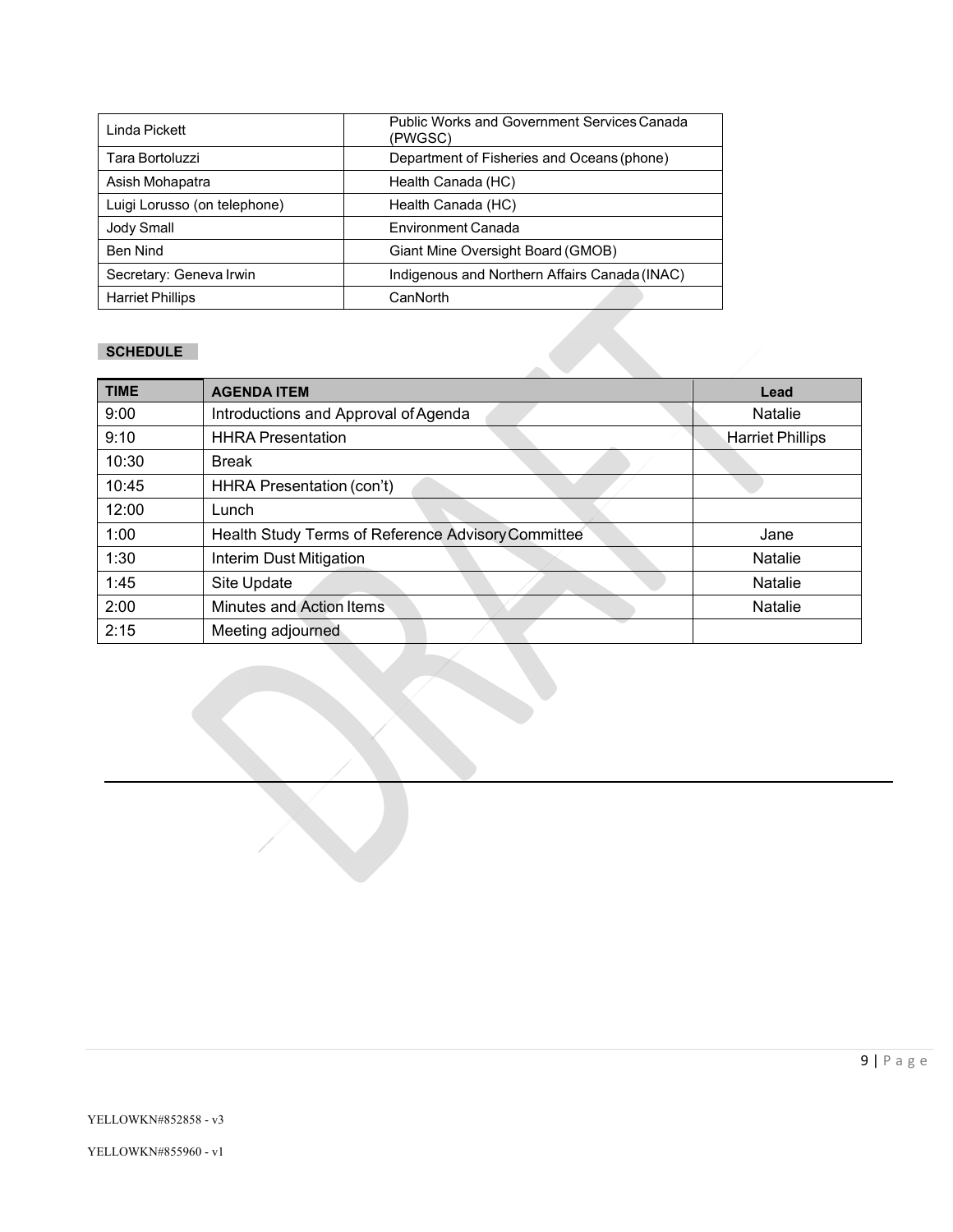| Linda Pickett | Public Works and Government Services Canada (PWGSC) |
|---|---|
| Tara Bortoluzzi | Department of Fisheries and Oceans (phone) |
| Asish Mohapatra | Health Canada (HC) |
| Luigi Lorusso (on telephone) | Health Canada (HC) |
| Jody Small | Environment Canada |
| Ben Nind | Giant Mine Oversight Board (GMOB) |
| Secretary: Geneva Irwin | Indigenous and Northern Affairs Canada (INAC) |
| Harriet Phillips | CanNorth |

**SCHEDULE**

| TIME | AGENDA ITEM | Lead |
|---|---|---|
| 9:00 | Introductions and Approval of Agenda | Natalie |
| 9:10 | HHRA Presentation | Harriet Phillips |
| 10:30 | Break | |
| 10:45 | HHRA Presentation (con't) | |
| 12:00 | Lunch | |
| 1:00 | Health Study Terms of Reference Advisory Committee | Jane |
| 1:30 | Interim Dust Mitigation | Natalie |
| 1:45 | Site Update | Natalie |
| 2:00 | Minutes and Action Items | Natalie |
| 2:15 | Meeting adjourned | |

YELLOWKN#852858 - v3

YELLOWKN#855960 - v1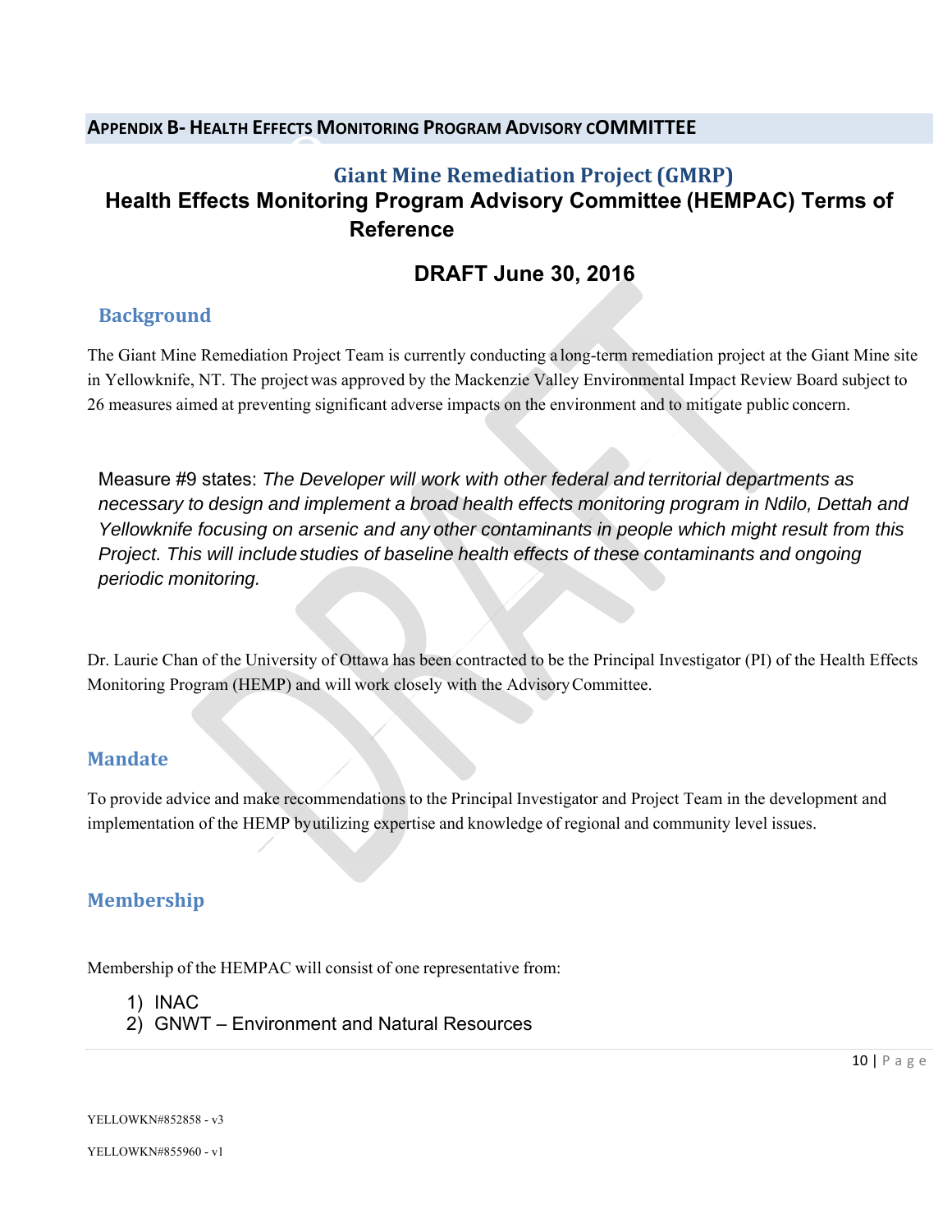## APPENDIX B- HEALTH EFFECTS MONITORING PROGRAM ADVISORY COMMITTEE

# Giant Mine Remediation Project (GMRP)

# Health Effects Monitoring Program Advisory Committee (HEMPAC) Terms of Reference

## DRAFT June 30, 2016

### Background

The Giant Mine Remediation Project Team is currently conducting a long-term remediation project at the Giant Mine site in Yellowknife, NT. The project was approved by the Mackenzie Valley Environmental Impact Review Board subject to 26 measures aimed at preventing significant adverse impacts on the environment and to mitigate public concern.

Measure #9 states: *The Developer will work with other federal and territorial departments as necessary to design and implement a broad health effects monitoring program in Ndilo, Dettah and Yellowknife focusing on arsenic and any other contaminants in people which might result from this Project. This will include studies of baseline health effects of these contaminants and ongoing periodic monitoring.*

Dr. Laurie Chan of the University of Ottawa has been contracted to be the Principal Investigator (PI) of the Health Effects Monitoring Program (HEMP) and will work closely with the Advisory Committee.

### Mandate

To provide advice and make recommendations to the Principal Investigator and Project Team in the development and implementation of the HEMP by utilizing expertise and knowledge of regional and community level issues.

### Membership

Membership of the HEMPAC will consist of one representative from:

1) INAC
2) GNWT – Environment and Natural Resources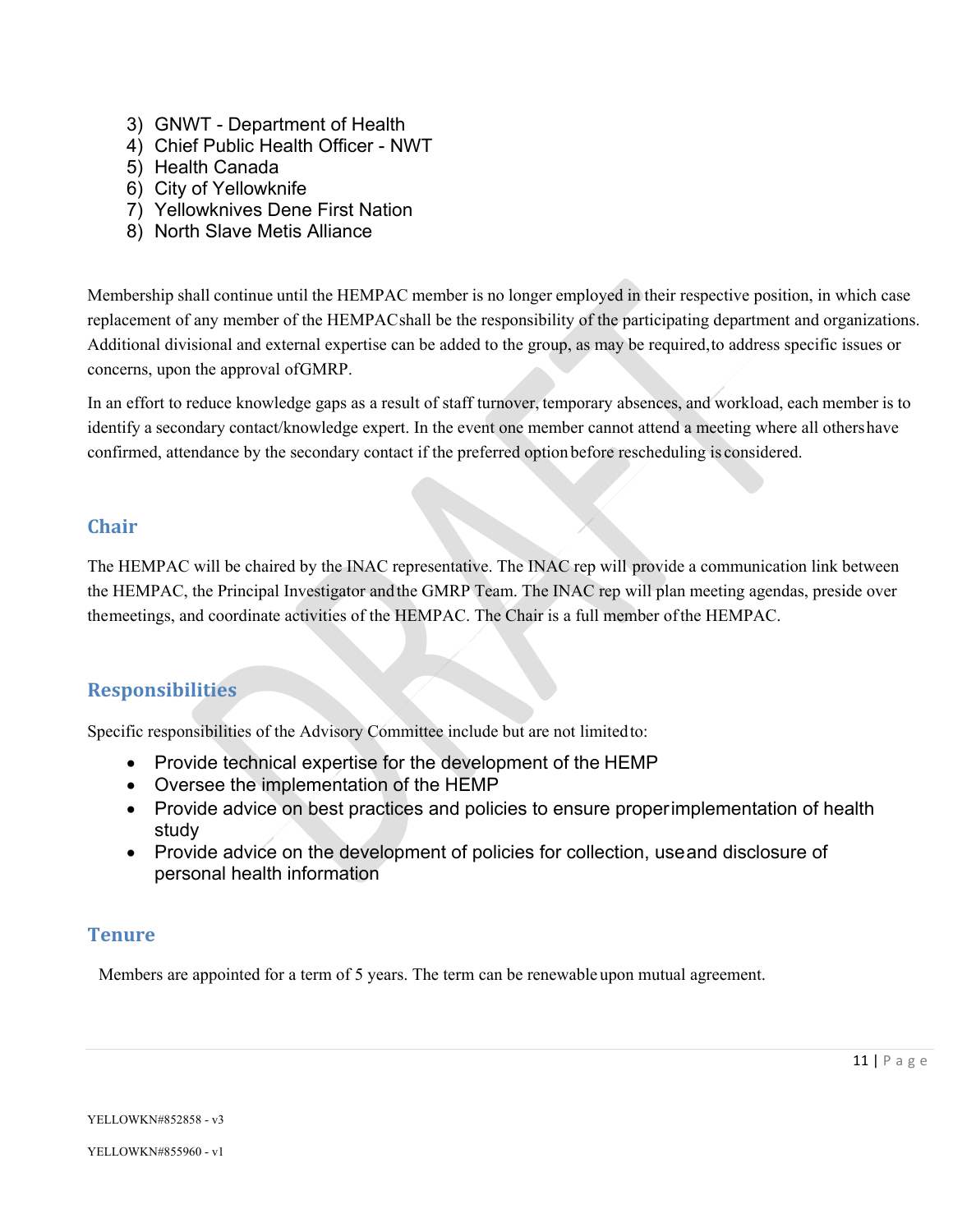3) GNWT - Department of Health
4) Chief Public Health Officer - NWT
5) Health Canada
6) City of Yellowknife
7) Yellowknives Dene First Nation
8) North Slave Metis Alliance

Membership shall continue until the HEMPAC member is no longer employed in their respective position, in which case replacement of any member of the HEMPAC shall be the responsibility of the participating department and organizations. Additional divisional and external expertise can be added to the group, as may be required, to address specific issues or concerns, upon the approval of GMRP.

In an effort to reduce knowledge gaps as a result of staff turnover, temporary absences, and workload, each member is to identify a secondary contact/knowledge expert. In the event one member cannot attend a meeting where all others have confirmed, attendance by the secondary contact if the preferred option before rescheduling is considered.

## Chair

The HEMPAC will be chaired by the INAC representative. The INAC rep will provide a communication link between the HEMPAC, the Principal Investigator and the GMRP Team. The INAC rep will plan meeting agendas, preside over the meetings, and coordinate activities of the HEMPAC. The Chair is a full member of the HEMPAC.

## Responsibilities

Specific responsibilities of the Advisory Committee include but are not limited to:

- Provide technical expertise for the development of the HEMP
- Oversee the implementation of the HEMP
- Provide advice on best practices and policies to ensure proper implementation of health study
- Provide advice on the development of policies for collection, use and disclosure of personal health information

## Tenure

Members are appointed for a term of 5 years. The term can be renewable upon mutual agreement.

YELLOWKN#852858 - v3

YELLOWKN#855960 - v1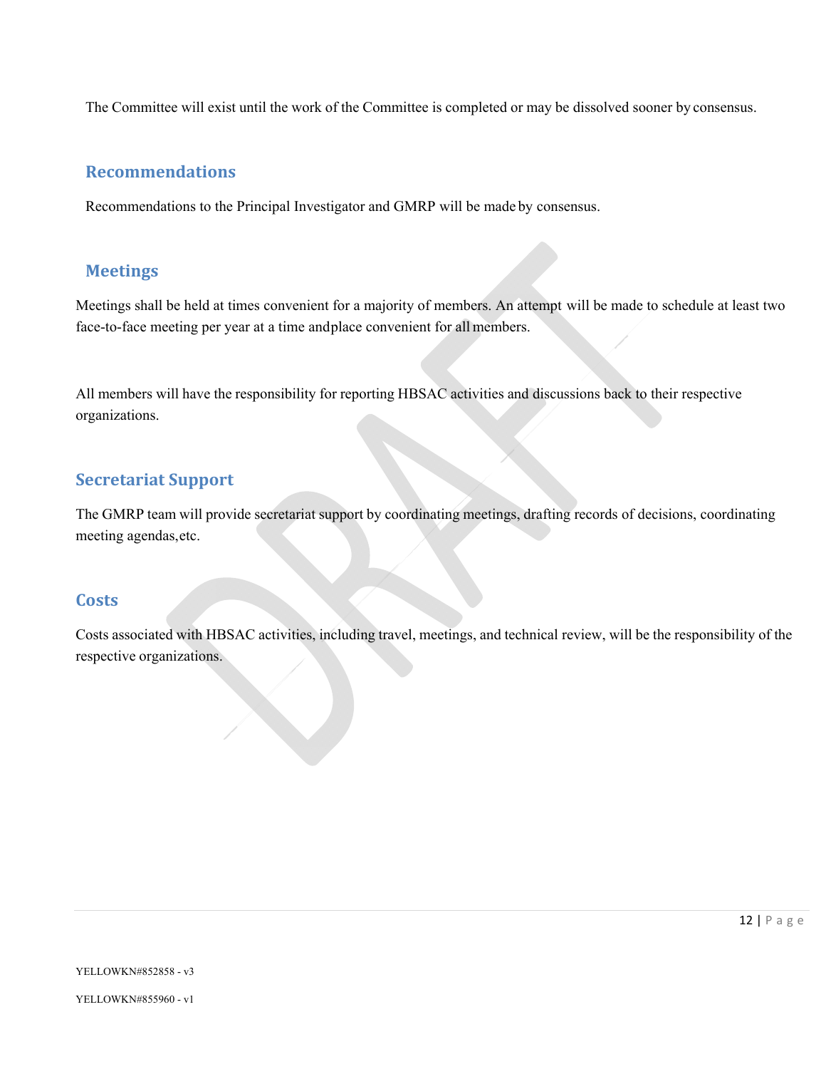The Committee will exist until the work of the Committee is completed or may be dissolved sooner by consensus.

## Recommendations

Recommendations to the Principal Investigator and GMRP will be made by consensus.

## Meetings

Meetings shall be held at times convenient for a majority of members. An attempt will be made to schedule at least two face-to-face meeting per year at a time andplace convenient for all members.

All members will have the responsibility for reporting HBSAC activities and discussions back to their respective organizations.

## Secretariat Support

The GMRP team will provide secretariat support by coordinating meetings, drafting records of decisions, coordinating meeting agendas,etc.

## Costs

Costs associated with HBSAC activities, including travel, meetings, and technical review, will be the responsibility of the respective organizations.

YELLOWKN#852858 - v3

YELLOWKN#855960 - v1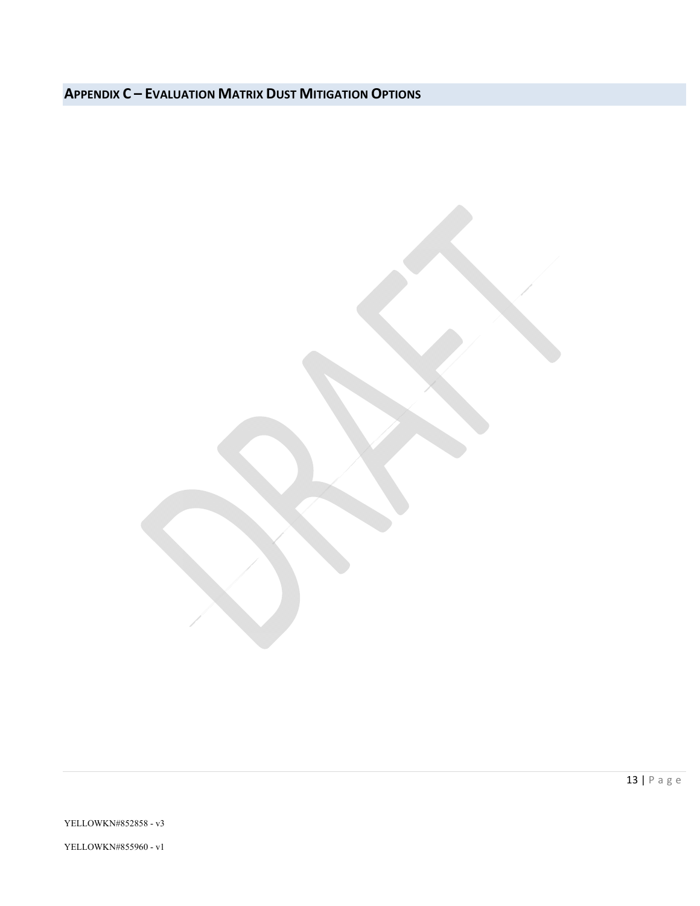## APPENDIX C – EVALUATION MATRIX DUST MITIGATION OPTIONS

YELLOWKN#852858 - v3

YELLOWKN#855960 - v1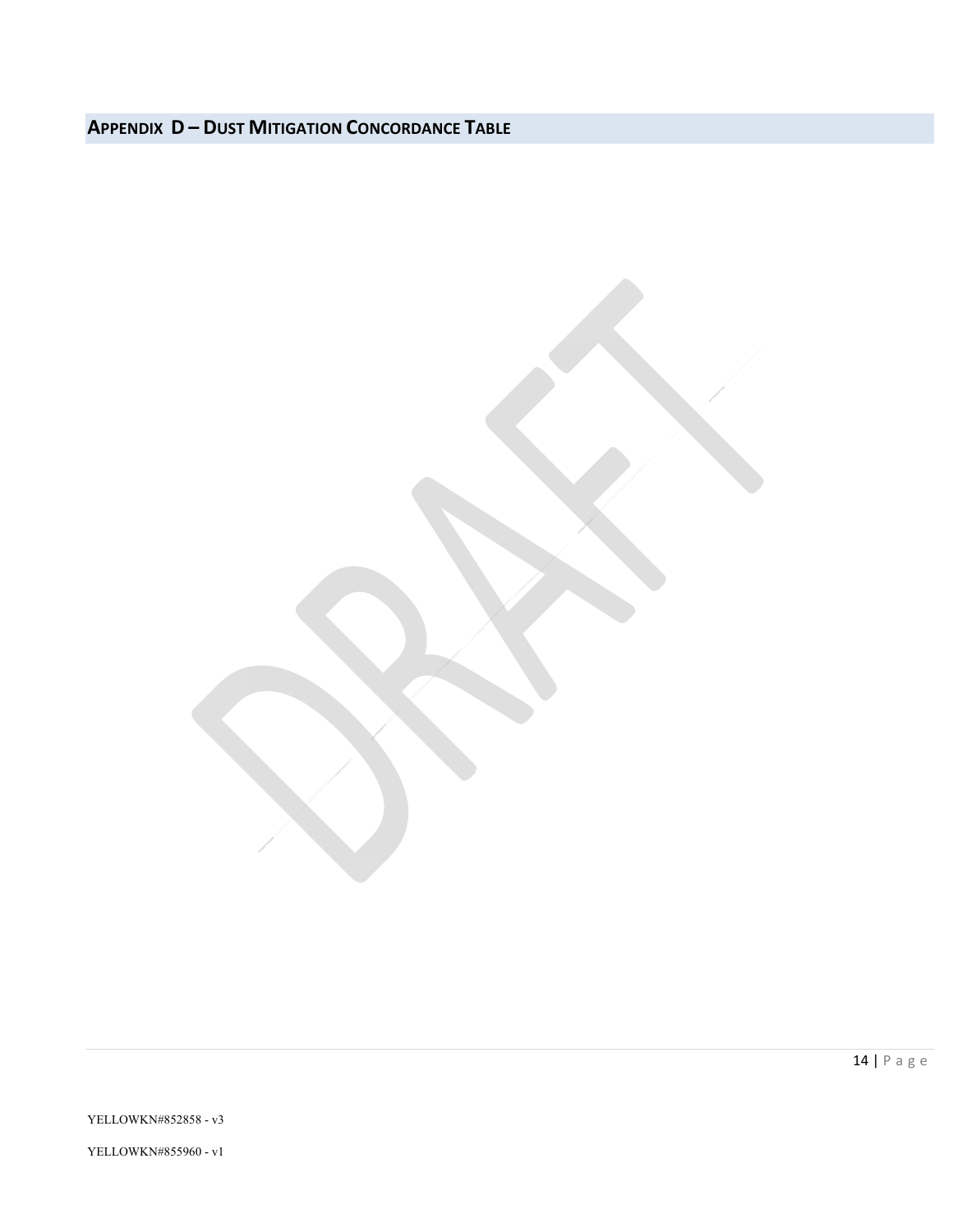## APPENDIX D – DUST MITIGATION CONCORDANCE TABLE

YELLOWKN#852858 - v3

YELLOWKN#855960 - v1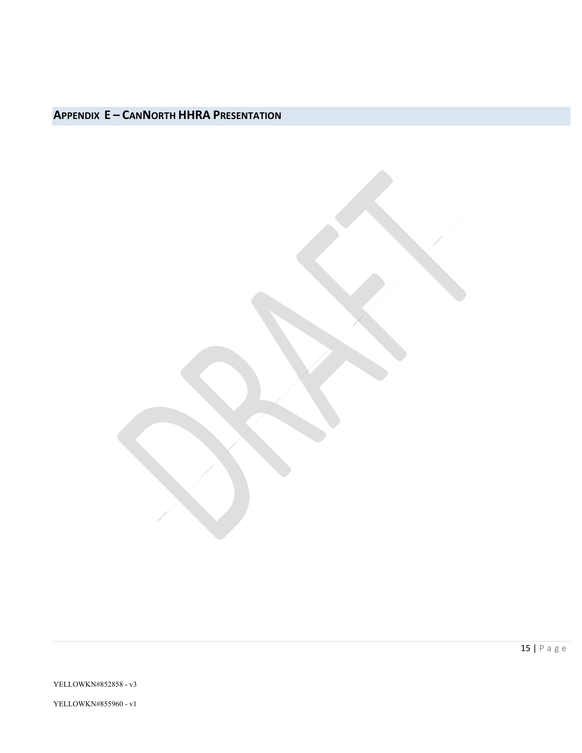## APPENDIX E – CANNORTH HHRA PRESENTATION

YELLOWKN#852858 - v3

YELLOWKN#855960 - v1